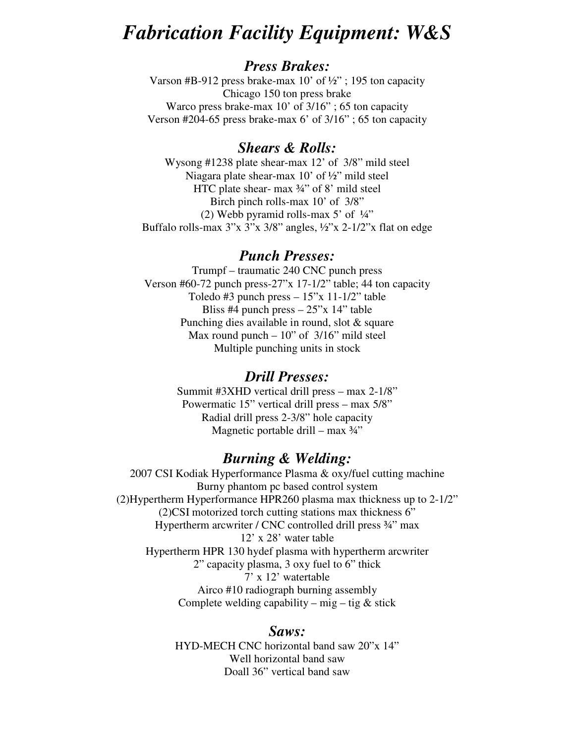# *Fabrication Facility Equipment: W&S*

## *Press Brakes:*

Varson #B-912 press brake-max 10' of ½" ; 195 ton capacity
Chicago 150 ton press brake
Warco press brake-max 10' of 3/16" ; 65 ton capacity
Verson #204-65 press brake-max 6' of 3/16" ; 65 ton capacity

## *Shears & Rolls:*

Wysong #1238 plate shear-max 12' of 3/8" mild steel
Niagara plate shear-max 10' of ½" mild steel
HTC plate shear- max ¾" of 8' mild steel
Birch pinch rolls-max 10' of 3/8"
(2) Webb pyramid rolls-max 5' of ¼"
Buffalo rolls-max 3"x 3"x 3/8" angles, ½"x 2-1/2"x flat on edge

## *Punch Presses:*

Trumpf – traumatic 240 CNC punch press
Verson #60-72 punch press-27"x 17-1/2" table; 44 ton capacity
Toledo #3 punch press – 15"x 11-1/2" table
Bliss #4 punch press – 25"x 14" table
Punching dies available in round, slot & square
Max round punch – 10" of 3/16" mild steel
Multiple punching units in stock

## *Drill Presses:*

Summit #3XHD vertical drill press – max 2-1/8"
Powermatic 15" vertical drill press – max 5/8"
Radial drill press 2-3/8" hole capacity
Magnetic portable drill – max ¾"

## *Burning & Welding:*

2007 CSI Kodiak Hyperformance Plasma & oxy/fuel cutting machine
Burny phantom pc based control system
(2)Hypertherm Hyperformance HPR260 plasma max thickness up to 2-1/2"
(2)CSI motorized torch cutting stations max thickness 6"
Hypertherm arcwriter / CNC controlled drill press ¾" max
12' x 28' water table
Hypertherm HPR 130 hydef plasma with hypertherm arcwriter
2" capacity plasma, 3 oxy fuel to 6" thick
7' x 12' watertable
Airco #10 radiograph burning assembly
Complete welding capability – mig – tig & stick

## *Saws:*

HYD-MECH CNC horizontal band saw 20"x 14"
Well horizontal band saw
Doall 36" vertical band saw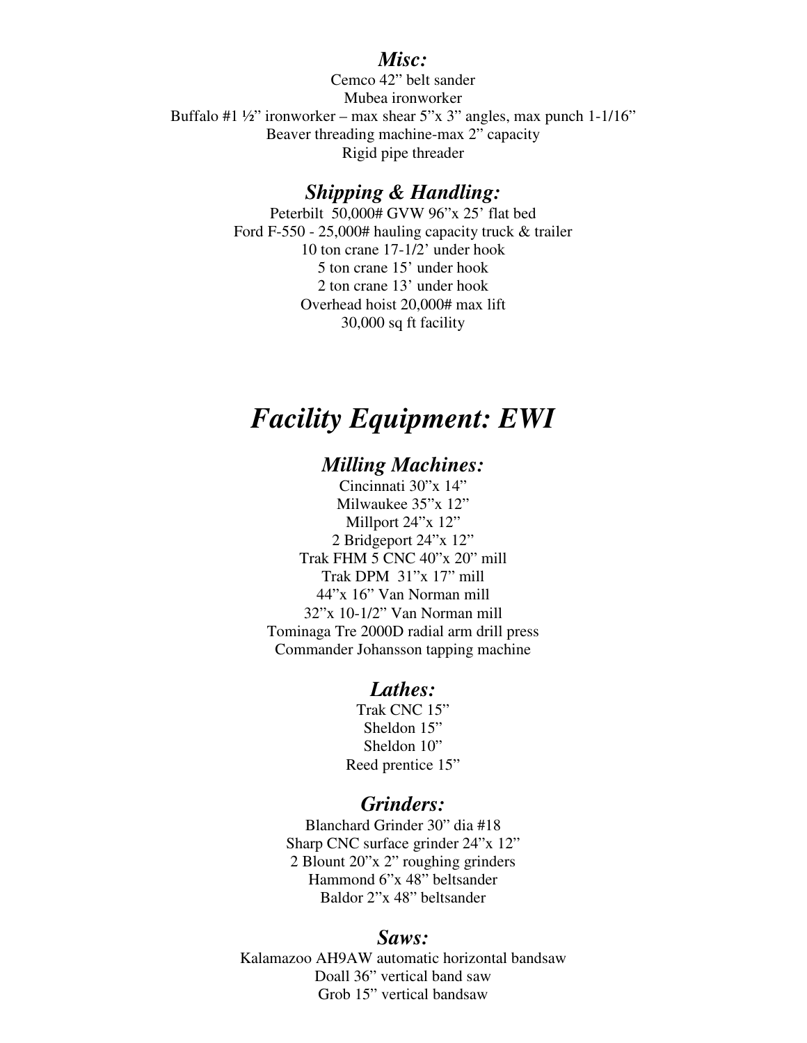### *Misc:*

Cemco 42” belt sander
Mubea ironworker
Buffalo #1 ½” ironworker – max shear 5”x 3” angles, max punch 1-1/16”
Beaver threading machine-max 2” capacity
Rigid pipe threader

### *Shipping & Handling:*

Peterbilt 50,000# GVW 96”x 25’ flat bed
Ford F-550 - 25,000# hauling capacity truck & trailer
10 ton crane 17-1/2’ under hook
5 ton crane 15’ under hook
2 ton crane 13’ under hook
Overhead hoist 20,000# max lift
30,000 sq ft facility

# *Facility Equipment: EWI*

### *Milling Machines:*

Cincinnati 30”x 14”
Milwaukee 35”x 12”
Millport 24”x 12”
2 Bridgeport 24”x 12”
Trak FHM 5 CNC 40”x 20” mill
Trak DPM 31”x 17” mill
44”x 16” Van Norman mill
32”x 10-1/2” Van Norman mill
Tominaga Tre 2000D radial arm drill press
Commander Johansson tapping machine

### *Lathes:*

Trak CNC 15”
Sheldon 15”
Sheldon 10”
Reed prentice 15”

### *Grinders:*

Blanchard Grinder 30” dia #18
Sharp CNC surface grinder 24”x 12”
2 Blount 20”x 2” roughing grinders
Hammond 6”x 48” beltsander
Baldor 2”x 48” beltsander

### *Saws:*

Kalamazoo AH9AW automatic horizontal bandsaw
Doall 36” vertical band saw
Grob 15” vertical bandsaw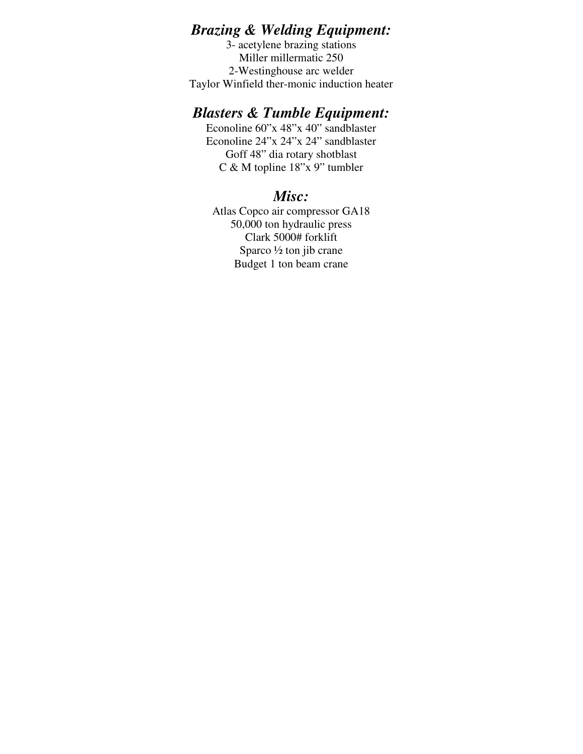## ***Brazing & Welding Equipment:***

3- acetylene brazing stations
Miller millermatic 250
2-Westinghouse arc welder
Taylor Winfield ther-monic induction heater

## ***Blasters & Tumble Equipment:***

Econoline 60”x 48”x 40” sandblaster
Econoline 24”x 24”x 24” sandblaster
Goff 48” dia rotary shotblast
C & M topline 18”x 9” tumbler

## ***Misc:***

Atlas Copco air compressor GA18
50,000 ton hydraulic press
Clark 5000# forklift
Sparco ½ ton jib crane
Budget 1 ton beam crane